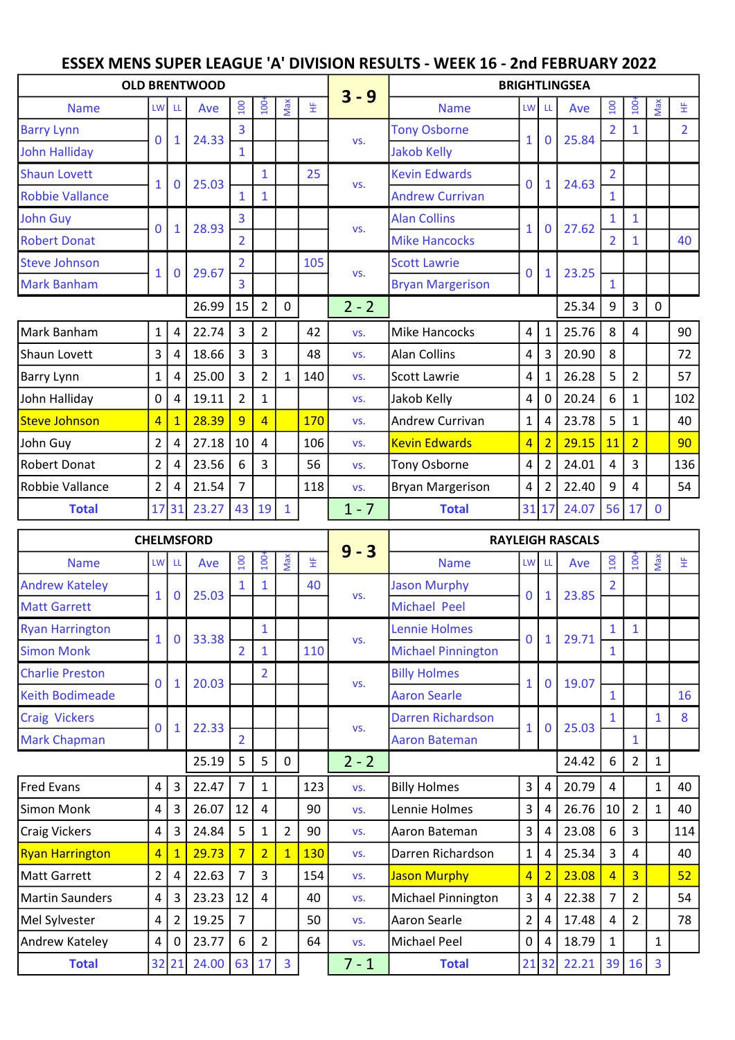# ESSEX MENS SUPER LEAGUE 'A' DIVISION RESULTS - WEEK 16 - 2nd FEBRUARY 2022

| OLD BRENTWOOD | | | | | | | | 3 - 9 | BRIGHTLINGSEA | | | | | | | |
|---|---|---|---|---|---|---|---|---|---|---|---|---|---|---|---|---|
| Name | LW | LL | Ave | 100 | 100+ | Max | HF | | Name | LW | LL | Ave | 100 | 100+ | Max | HF |
| Barry Lynn | 0 | 1 | 24.33 | 3 | | | | vs. | Tony Osborne | 1 | 0 | 25.84 | 2 | 1 | | 2 |
| John Halliday | | | | 1 | | | | | Jakob Kelly | | | | | | | |
| Shaun Lovett | 1 | 0 | 25.03 | | 1 | | 25 | vs. | Kevin Edwards | 0 | 1 | 24.63 | 2 | | | |
| Robbie Vallance | | | | 1 | 1 | | | | Andrew Currivan | | | | 1 | | | |
| John Guy | 0 | 1 | 28.93 | 3 | | | | vs. | Alan Collins | 1 | 0 | 27.62 | 1 | 1 | | |
| Robert Donat | | | | 2 | | | | | Mike Hancocks | | | | 2 | 1 | | 40 |
| Steve Johnson | 1 | 0 | 29.67 | 2 | | | 105 | vs. | Scott Lawrie | 0 | 1 | 23.25 | | | | |
| Mark Banham | | | | 3 | | | | | Bryan Margerison | | | | 1 | | | |
| | | | 26.99 | 15 | 2 | 0 | | 2 - 2 | | | | 25.34 | 9 | 3 | 0 | |
| Mark Banham | 1 | 4 | 22.74 | 3 | 2 | | 42 | vs. | Mike Hancocks | 4 | 1 | 25.76 | 8 | 4 | | 90 |
| Shaun Lovett | 3 | 4 | 18.66 | 3 | 3 | | 48 | vs. | Alan Collins | 4 | 3 | 20.90 | 8 | | | 72 |
| Barry Lynn | 1 | 4 | 25.00 | 3 | 2 | 1 | 140 | vs. | Scott Lawrie | 4 | 1 | 26.28 | 5 | 2 | | 57 |
| John Halliday | 0 | 4 | 19.11 | 2 | 1 | | | vs. | Jakob Kelly | 4 | 0 | 20.24 | 6 | 1 | | 102 |
| Steve Johnson | 4 | 1 | 28.39 | 9 | 4 | | 170 | vs. | Andrew Currivan | 1 | 4 | 23.78 | 5 | 1 | | 40 |
| John Guy | 2 | 4 | 27.18 | 10 | 4 | | 106 | vs. | Kevin Edwards | 4 | 2 | 29.15 | 11 | 2 | | 90 |
| Robert Donat | 2 | 4 | 23.56 | 6 | 3 | | 56 | vs. | Tony Osborne | 4 | 2 | 24.01 | 4 | 3 | | 136 |
| Robbie Vallance | 2 | 4 | 21.54 | 7 | | | 118 | vs. | Bryan Margerison | 4 | 2 | 22.40 | 9 | 4 | | 54 |
| **Total** | 17 | 31 | 23.27 | 43 | 19 | 1 | | 1 - 7 | **Total** | 31 | 17 | 24.07 | 56 | 17 | 0 | |

| CHELMSFORD | | | | | | | | 9 - 3 | RAYLEIGH RASCALS | | | | | | | |
|---|---|---|---|---|---|---|---|---|---|---|---|---|---|---|---|---|
| Name | LW | LL | Ave | 100 | 100+ | Max | HF | | Name | LW | LL | Ave | 100 | 100+ | Max | HF |
| Andrew Kateley | 1 | 0 | 25.03 | 1 | 1 | | 40 | vs. | Jason Murphy | 0 | 1 | 23.85 | 2 | | | |
| Matt Garrett | | | | | | | | | Michael Peel | | | | | | | |
| Ryan Harrington | 1 | 0 | 33.38 | | 1 | | | vs. | Lennie Holmes | 0 | 1 | 29.71 | 1 | 1 | | |
| Simon Monk | | | | 2 | 1 | | 110 | | Michael Pinnington | | | | 1 | | | |
| Charlie Preston | 0 | 1 | 20.03 | | 2 | | | vs. | Billy Holmes | 1 | 0 | 19.07 | | | | |
| Keith Bodimeade | | | | | | | | | Aaron Searle | | | | 1 | | | 16 |
| Craig Vickers | 0 | 1 | 22.33 | | | | | vs. | Darren Richardson | 1 | 0 | 25.03 | 1 | | 1 | 8 |
| Mark Chapman | | | | 2 | | | | | Aaron Bateman | | | | | 1 | | |
| | | | 25.19 | 5 | 5 | 0 | | 2 - 2 | | | | 24.42 | 6 | 2 | 1 | |
| Fred Evans | 4 | 3 | 22.47 | 7 | 1 | | 123 | vs. | Billy Holmes | 3 | 4 | 20.79 | 4 | | 1 | 40 |
| Simon Monk | 4 | 3 | 26.07 | 12 | 4 | | 90 | vs. | Lennie Holmes | 3 | 4 | 26.76 | 10 | 2 | 1 | 40 |
| Craig Vickers | 4 | 3 | 24.84 | 5 | 1 | 2 | 90 | vs. | Aaron Bateman | 3 | 4 | 23.08 | 6 | 3 | | 114 |
| Ryan Harrington | 4 | 1 | 29.73 | 7 | 2 | 1 | 130 | vs. | Darren Richardson | 1 | 4 | 25.34 | 3 | 4 | | 40 |
| Matt Garrett | 2 | 4 | 22.63 | 7 | 3 | | 154 | vs. | Jason Murphy | 4 | 2 | 23.08 | 4 | 3 | | 52 |
| Martin Saunders | 4 | 3 | 23.23 | 12 | 4 | | 40 | vs. | Michael Pinnington | 3 | 4 | 22.38 | 7 | 2 | | 54 |
| Mel Sylvester | 4 | 2 | 19.25 | 7 | | | 50 | vs. | Aaron Searle | 2 | 4 | 17.48 | 4 | 2 | | 78 |
| Andrew Kateley | 4 | 0 | 23.77 | 6 | 2 | | 64 | vs. | Michael Peel | 0 | 4 | 18.79 | 1 | | 1 | |
| **Total** | 32 | 21 | 24.00 | 63 | 17 | 3 | | 7 - 1 | **Total** | 21 | 32 | 22.21 | 39 | 16 | 3 | |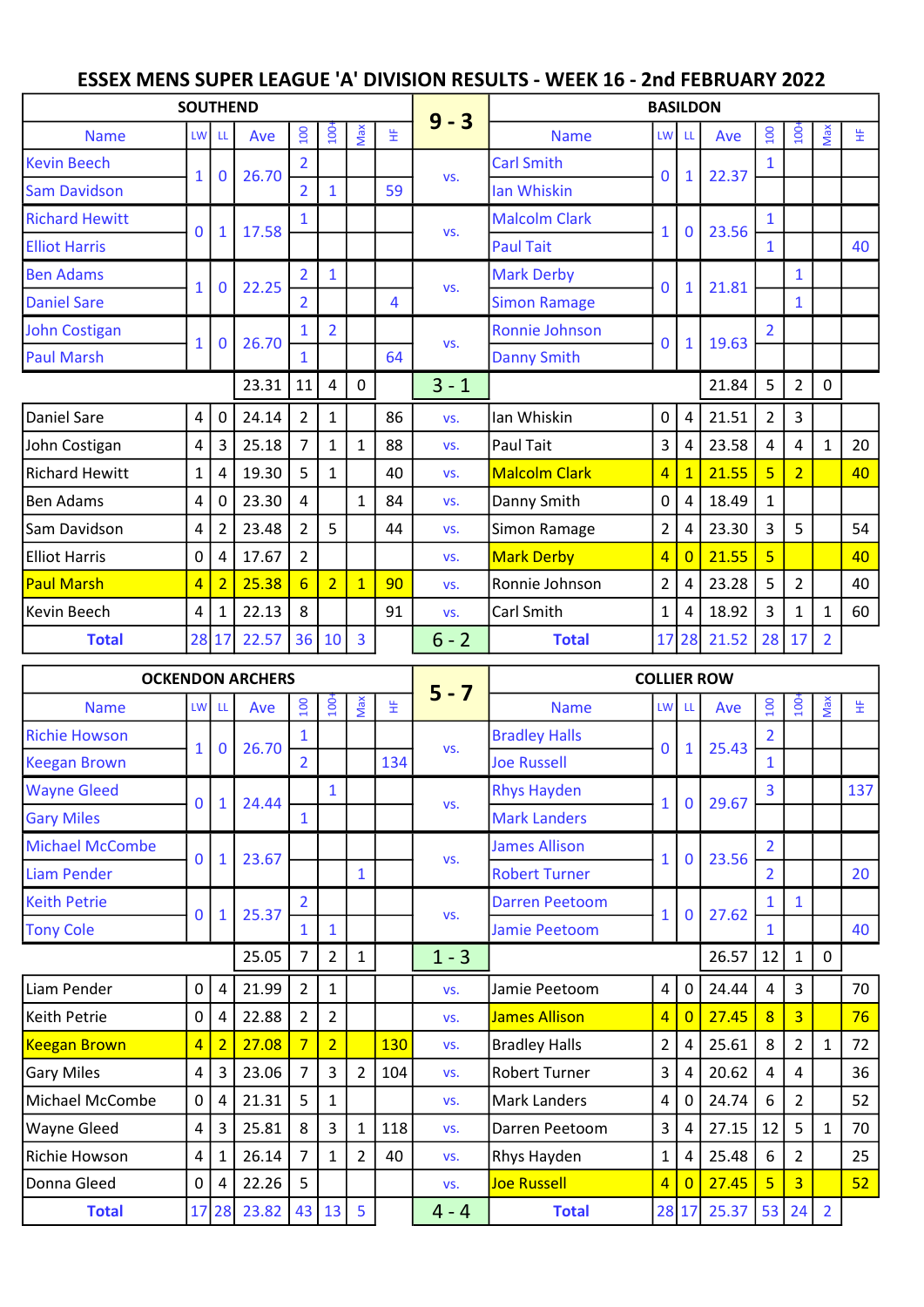# ESSEX MENS SUPER LEAGUE 'A' DIVISION RESULTS - WEEK 16 - 2nd FEBRUARY 2022

| SOUTHEND | | | | | | | | 9 - 3 | BASILDON | | | | | | | |
|---|---|---|---|---|---|---|---|---|---|---|---|---|---|---|---|---|
| Name | LW | LL | Ave | 100 | 100+ | Max | HF | | Name | LW | LL | Ave | 100 | 100+ | Max | HF |
| Kevin Beech | 1 | 0 | 26.70 | 2 | | | | vs. | Carl Smith | 0 | 1 | 22.37 | 1 | | | |
| Sam Davidson | | | | 2 | 1 | | 59 | | Ian Whiskin | | | | | | | |
| Richard Hewitt | 0 | 1 | 17.58 | 1 | | | | vs. | Malcolm Clark | 1 | 0 | 23.56 | 1 | | | |
| Elliot Harris | | | | | | | | | Paul Tait | | | | 1 | | | 40 |
| Ben Adams | 1 | 0 | 22.25 | 2 | 1 | | | vs. | Mark Derby | 0 | 1 | 21.81 | | 1 | | |
| Daniel Sare | | | | 2 | | | 4 | | Simon Ramage | | | | | 1 | | |
| John Costigan | 1 | 0 | 26.70 | 1 | 2 | | | vs. | Ronnie Johnson | 0 | 1 | 19.63 | 2 | | | |
| Paul Marsh | | | | 1 | | | 64 | | Danny Smith | | | | | | | |
| | | | 23.31 | 11 | 4 | 0 | | 3 - 1 | | | | 21.84 | 5 | 2 | 0 | |
| Daniel Sare | 4 | 0 | 24.14 | 2 | 1 | | 86 | vs. | Ian Whiskin | 0 | 4 | 21.51 | 2 | 3 | | |
| John Costigan | 4 | 3 | 25.18 | 7 | 1 | 1 | 88 | vs. | Paul Tait | 3 | 4 | 23.58 | 4 | 4 | 1 | 20 |
| Richard Hewitt | 1 | 4 | 19.30 | 5 | 1 | | 40 | vs. | Malcolm Clark | 4 | 1 | 21.55 | 5 | 2 | | 40 |
| Ben Adams | 4 | 0 | 23.30 | 4 | | 1 | 84 | vs. | Danny Smith | 0 | 4 | 18.49 | 1 | | | |
| Sam Davidson | 4 | 2 | 23.48 | 2 | 5 | | 44 | vs. | Simon Ramage | 2 | 4 | 23.30 | 3 | 5 | | 54 |
| Elliot Harris | 0 | 4 | 17.67 | 2 | | | | vs. | Mark Derby | 4 | 0 | 21.55 | 5 | | | 40 |
| Paul Marsh | 4 | 2 | 25.38 | 6 | 2 | 1 | 90 | vs. | Ronnie Johnson | 2 | 4 | 23.28 | 5 | 2 | | 40 |
| Kevin Beech | 4 | 1 | 22.13 | 8 | | | 91 | vs. | Carl Smith | 1 | 4 | 18.92 | 3 | 1 | 1 | 60 |
| **Total** | 28 | 17 | 22.57 | 36 | 10 | 3 | | 6 - 2 | **Total** | 17 | 28 | 21.52 | 28 | 17 | 2 | |

| OCKENDON ARCHERS | | | | | | | | 5 - 7 | COLLIER ROW | | | | | | | |
|---|---|---|---|---|---|---|---|---|---|---|---|---|---|---|---|---|
| Name | LW | LL | Ave | 100 | 100+ | Max | HF | | Name | LW | LL | Ave | 100 | 100+ | Max | HF |
| Richie Howson | 1 | 0 | 26.70 | 1 | | | | vs. | Bradley Halls | 0 | 1 | 25.43 | 2 | | | |
| Keegan Brown | | | | 2 | | | 134 | | Joe Russell | | | | 1 | | | |
| Wayne Gleed | 0 | 1 | 24.44 | | 1 | | | vs. | Rhys Hayden | 1 | 0 | 29.67 | 3 | | | 137 |
| Gary Miles | | | | 1 | | | | | Mark Landers | | | | | | | |
| Michael McCombe | 0 | 1 | 23.67 | | | | | vs. | James Allison | 1 | 0 | 23.56 | 2 | | | |
| Liam Pender | | | | | | 1 | | | Robert Turner | | | | 2 | | | 20 |
| Keith Petrie | 0 | 1 | 25.37 | 2 | | | | vs. | Darren Peetoom | 1 | 0 | 27.62 | 1 | 1 | | |
| Tony Cole | | | | 1 | 1 | | | | Jamie Peetoom | | | | 1 | | | 40 |
| | | | 25.05 | 7 | 2 | 1 | | 1 - 3 | | | | 26.57 | 12 | 1 | 0 | |
| Liam Pender | 0 | 4 | 21.99 | 2 | 1 | | | vs. | Jamie Peetoom | 4 | 0 | 24.44 | 4 | 3 | | 70 |
| Keith Petrie | 0 | 4 | 22.88 | 2 | 2 | | | vs. | James Allison | 4 | 0 | 27.45 | 8 | 3 | | 76 |
| Keegan Brown | 4 | 2 | 27.08 | 7 | 2 | | 130 | vs. | Bradley Halls | 2 | 4 | 25.61 | 8 | 2 | 1 | 72 |
| Gary Miles | 4 | 3 | 23.06 | 7 | 3 | 2 | 104 | vs. | Robert Turner | 3 | 4 | 20.62 | 4 | 4 | | 36 |
| Michael McCombe | 0 | 4 | 21.31 | 5 | 1 | | | vs. | Mark Landers | 4 | 0 | 24.74 | 6 | 2 | | 52 |
| Wayne Gleed | 4 | 3 | 25.81 | 8 | 3 | 1 | 118 | vs. | Darren Peetoom | 3 | 4 | 27.15 | 12 | 5 | 1 | 70 |
| Richie Howson | 4 | 1 | 26.14 | 7 | 1 | 2 | 40 | vs. | Rhys Hayden | 1 | 4 | 25.48 | 6 | 2 | | 25 |
| Donna Gleed | 0 | 4 | 22.26 | 5 | | | | vs. | Joe Russell | 4 | 0 | 27.45 | 5 | 3 | | 52 |
| **Total** | 17 | 28 | 23.82 | 43 | 13 | 5 | | 4 - 4 | **Total** | 28 | 17 | 25.37 | 53 | 24 | 2 | |